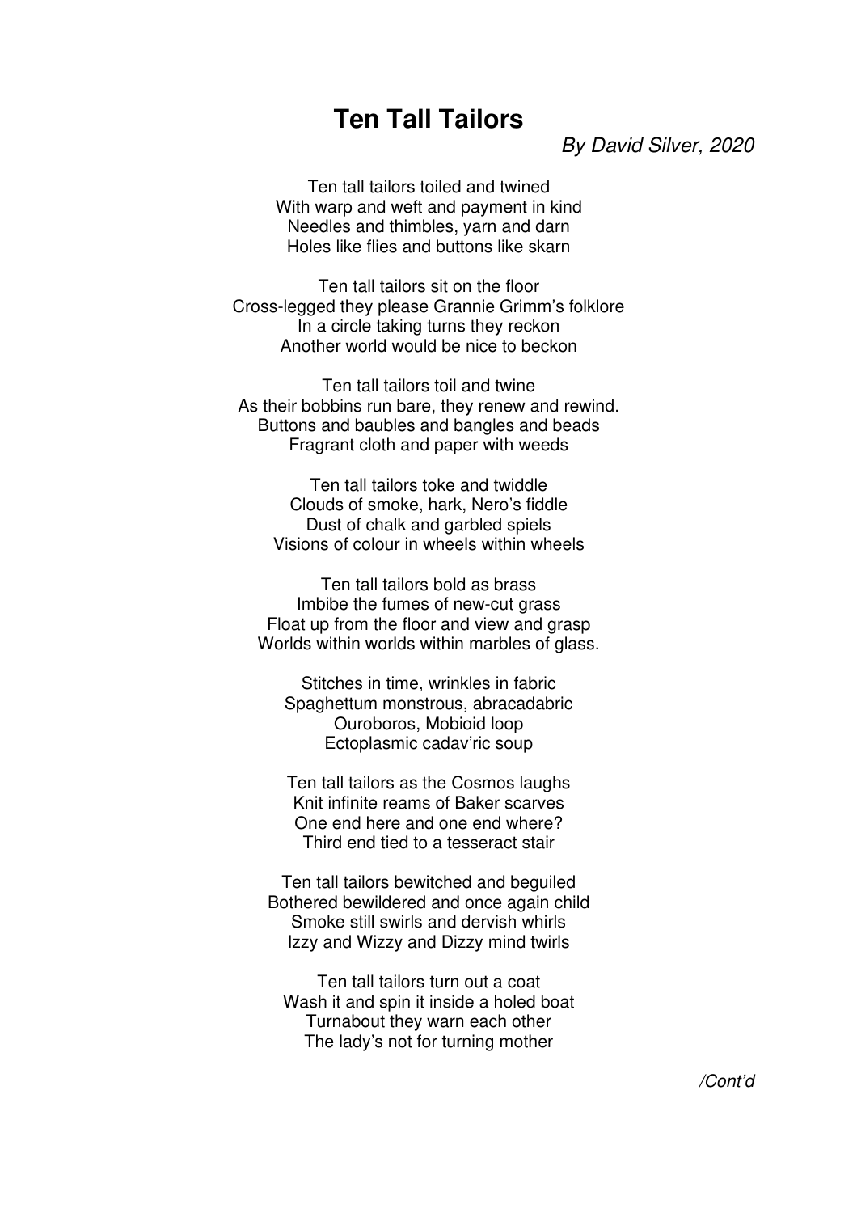# Ten Tall Tailors

*By David Silver, 2020*

Ten tall tailors toiled and twined  
With warp and weft and payment in kind  
Needles and thimbles, yarn and darn  
Holes like flies and buttons like skarn

Ten tall tailors sit on the floor  
Cross-legged they please Grannie Grimm's folklore  
In a circle taking turns they reckon  
Another world would be nice to beckon

Ten tall tailors toil and twine  
As their bobbins run bare, they renew and rewind.  
Buttons and baubles and bangles and beads  
Fragrant cloth and paper with weeds

Ten tall tailors toke and twiddle  
Clouds of smoke, hark, Nero's fiddle  
Dust of chalk and garbled spiels  
Visions of colour in wheels within wheels

Ten tall tailors bold as brass  
Imbibe the fumes of new-cut grass  
Float up from the floor and view and grasp  
Worlds within worlds within marbles of glass.

Stitches in time, wrinkles in fabric  
Spaghettum monstrous, abracadabric  
Ouroboros, Mobioid loop  
Ectoplasmic cadav'ric soup

Ten tall tailors as the Cosmos laughs  
Knit infinite reams of Baker scarves  
One end here and one end where?  
Third end tied to a tesseract stair

Ten tall tailors bewitched and beguiled  
Bothered bewildered and once again child  
Smoke still swirls and dervish whirls  
Izzy and Wizzy and Dizzy mind twirls

Ten tall tailors turn out a coat  
Wash it and spin it inside a holed boat  
Turnabout they warn each other  
The lady's not for turning mother

*/Cont'd*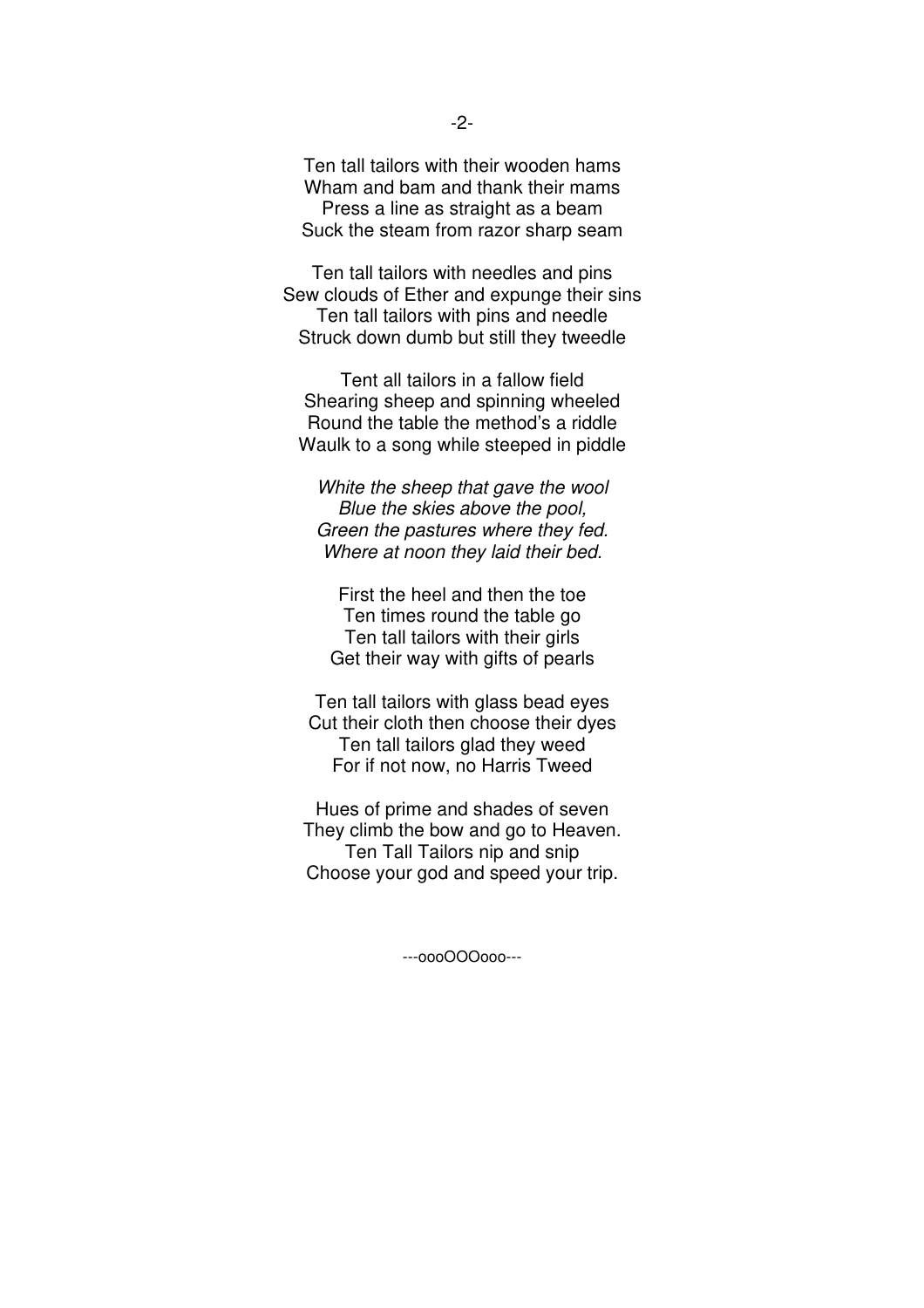Ten tall tailors with their wooden hams
Wham and bam and thank their mams
Press a line as straight as a beam
Suck the steam from razor sharp seam

Ten tall tailors with needles and pins
Sew clouds of Ether and expunge their sins
Ten tall tailors with pins and needle
Struck down dumb but still they tweedle

Tent all tailors in a fallow field
Shearing sheep and spinning wheeled
Round the table the method's a riddle
Waulk to a song while steeped in piddle

*White the sheep that gave the wool*
*Blue the skies above the pool,*
*Green the pastures where they fed.*
*Where at noon they laid their bed.*

First the heel and then the toe
Ten times round the table go
Ten tall tailors with their girls
Get their way with gifts of pearls

Ten tall tailors with glass bead eyes
Cut their cloth then choose their dyes
Ten tall tailors glad they weed
For if not now, no Harris Tweed

Hues of prime and shades of seven
They climb the bow and go to Heaven.
Ten Tall Tailors nip and snip
Choose your god and speed your trip.

---oooOOOooo---